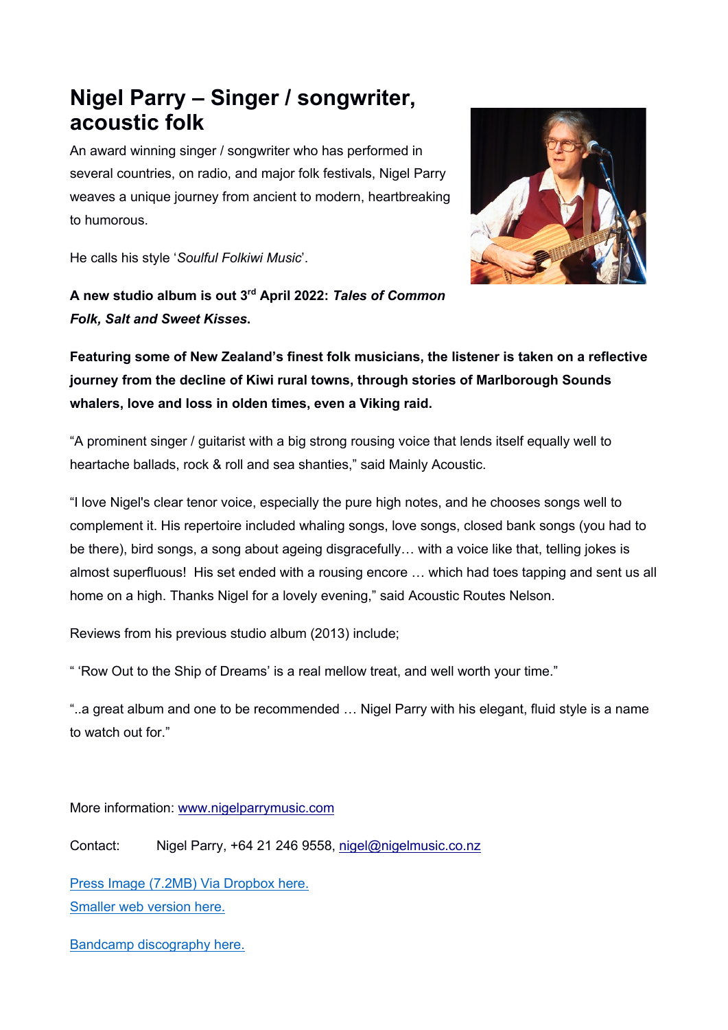# Nigel Parry – Singer / songwriter, acoustic folk

An award winning singer / songwriter who has performed in several countries, on radio, and major folk festivals, Nigel Parry weaves a unique journey from ancient to modern, heartbreaking to humorous.

He calls his style '*Soulful Folkiwi Music*'.

**A new studio album is out 3rd April 2022: *Tales of Common Folk, Salt and Sweet Kisses*.**

**Featuring some of New Zealand's finest folk musicians, the listener is taken on a reflective journey from the decline of Kiwi rural towns, through stories of Marlborough Sounds whalers, love and loss in olden times, even a Viking raid.**

"A prominent singer / guitarist with a big strong rousing voice that lends itself equally well to heartache ballads, rock & roll and sea shanties," said Mainly Acoustic.

"I love Nigel's clear tenor voice, especially the pure high notes, and he chooses songs well to complement it. His repertoire included whaling songs, love songs, closed bank songs (you had to be there), bird songs, a song about ageing disgracefully… with a voice like that, telling jokes is almost superfluous! His set ended with a rousing encore … which had toes tapping and sent us all home on a high. Thanks Nigel for a lovely evening," said Acoustic Routes Nelson.

Reviews from his previous studio album (2013) include;

" 'Row Out to the Ship of Dreams' is a real mellow treat, and well worth your time."

"..a great album and one to be recommended … Nigel Parry with his elegant, fluid style is a name to watch out for."

More information: [www.nigelparrymusic.com](www.nigelparrymusic.com)

Contact: Nigel Parry, +64 21 246 9558, [nigel@nigelmusic.co.nz](mailto:nigel@nigelmusic.co.nz)

Press Image (7.2MB) Via Dropbox here.
Smaller web version here.

Bandcamp discography here.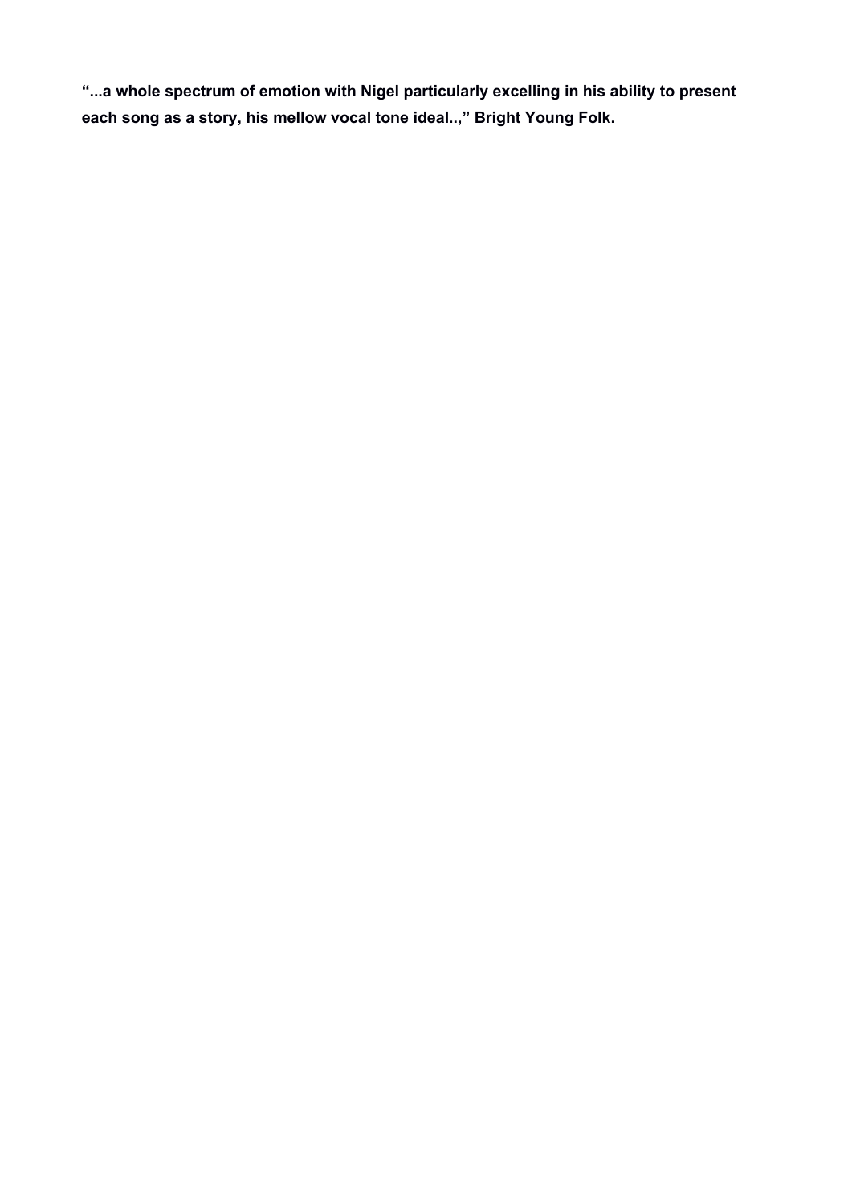**“...a whole spectrum of emotion with Nigel particularly excelling in his ability to present each song as a story, his mellow vocal tone ideal..,” Bright Young Folk.**